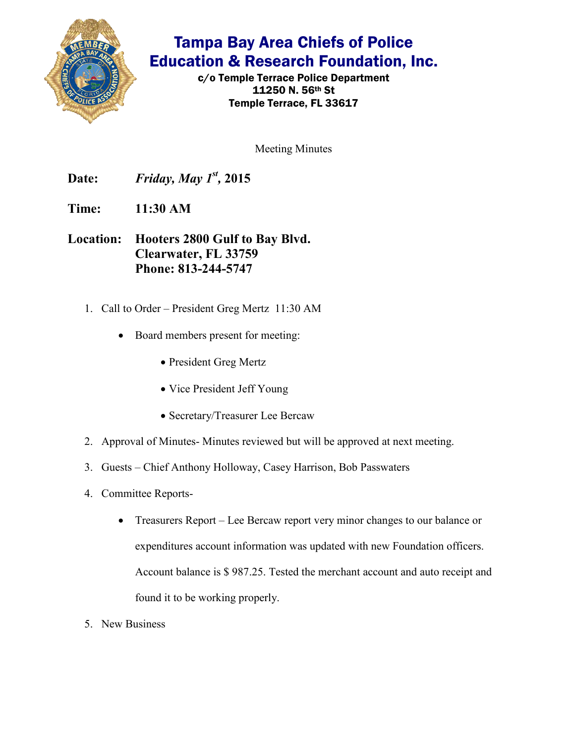# Tampa Bay Area Chiefs of Police Education & Research Foundation, Inc.

**c/o Temple Terrace Police Department**
**11250 N. 56th St**
**Temple Terrace, FL 33617**

Meeting Minutes

**Date:** ***Friday, May 1st*, 2015**

**Time:** **11:30 AM**

**Location:** **Hooters 2800 Gulf to Bay Blvd.**
**Clearwater, FL 33759**
**Phone: 813-244-5747**

1. Call to Order – President Greg Mertz 11:30 AM
   - Board members present for meeting:
     - President Greg Mertz
     - Vice President Jeff Young
     - Secretary/Treasurer Lee Bercaw
2. Approval of Minutes- Minutes reviewed but will be approved at next meeting.
3. Guests – Chief Anthony Holloway, Casey Harrison, Bob Passwaters
4. Committee Reports-
   - Treasurers Report – Lee Bercaw report very minor changes to our balance or expenditures account information was updated with new Foundation officers. Account balance is $ 987.25. Tested the merchant account and auto receipt and found it to be working properly.
5. New Business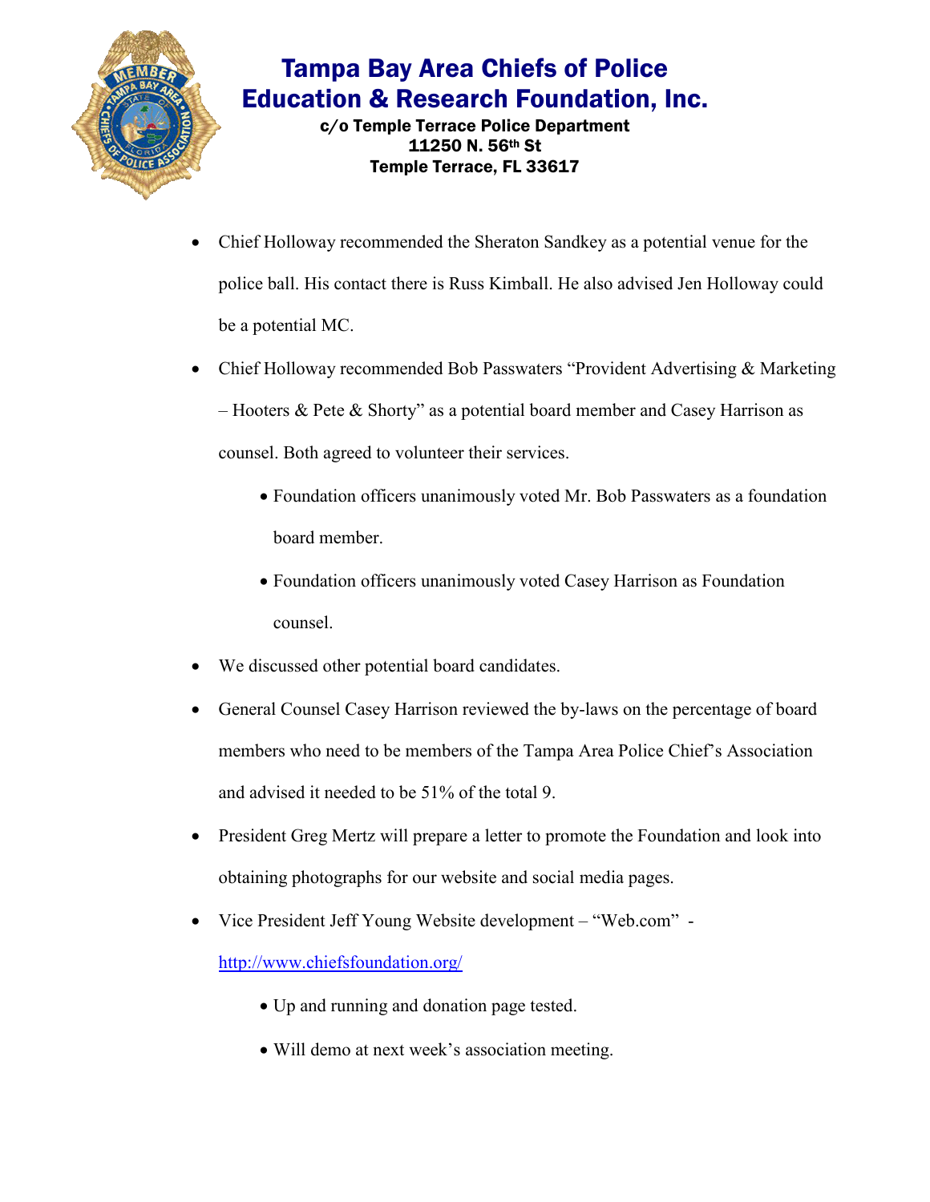# Tampa Bay Area Chiefs of Police Education & Research Foundation, Inc.

**c/o Temple Terrace Police Department**
**11250 N. 56th St**
**Temple Terrace, FL 33617**

- Chief Holloway recommended the Sheraton Sandkey as a potential venue for the police ball. His contact there is Russ Kimball. He also advised Jen Holloway could be a potential MC.
- Chief Holloway recommended Bob Passwaters "Provident Advertising & Marketing – Hooters & Pete & Shorty" as a potential board member and Casey Harrison as counsel. Both agreed to volunteer their services.
  - Foundation officers unanimously voted Mr. Bob Passwaters as a foundation board member.
  - Foundation officers unanimously voted Casey Harrison as Foundation counsel.
- We discussed other potential board candidates.
- General Counsel Casey Harrison reviewed the by-laws on the percentage of board members who need to be members of the Tampa Area Police Chief's Association and advised it needed to be 51% of the total 9.
- President Greg Mertz will prepare a letter to promote the Foundation and look into obtaining photographs for our website and social media pages.
- Vice President Jeff Young Website development – "Web.com" - http://www.chiefsfoundation.org/
  - Up and running and donation page tested.
  - Will demo at next week's association meeting.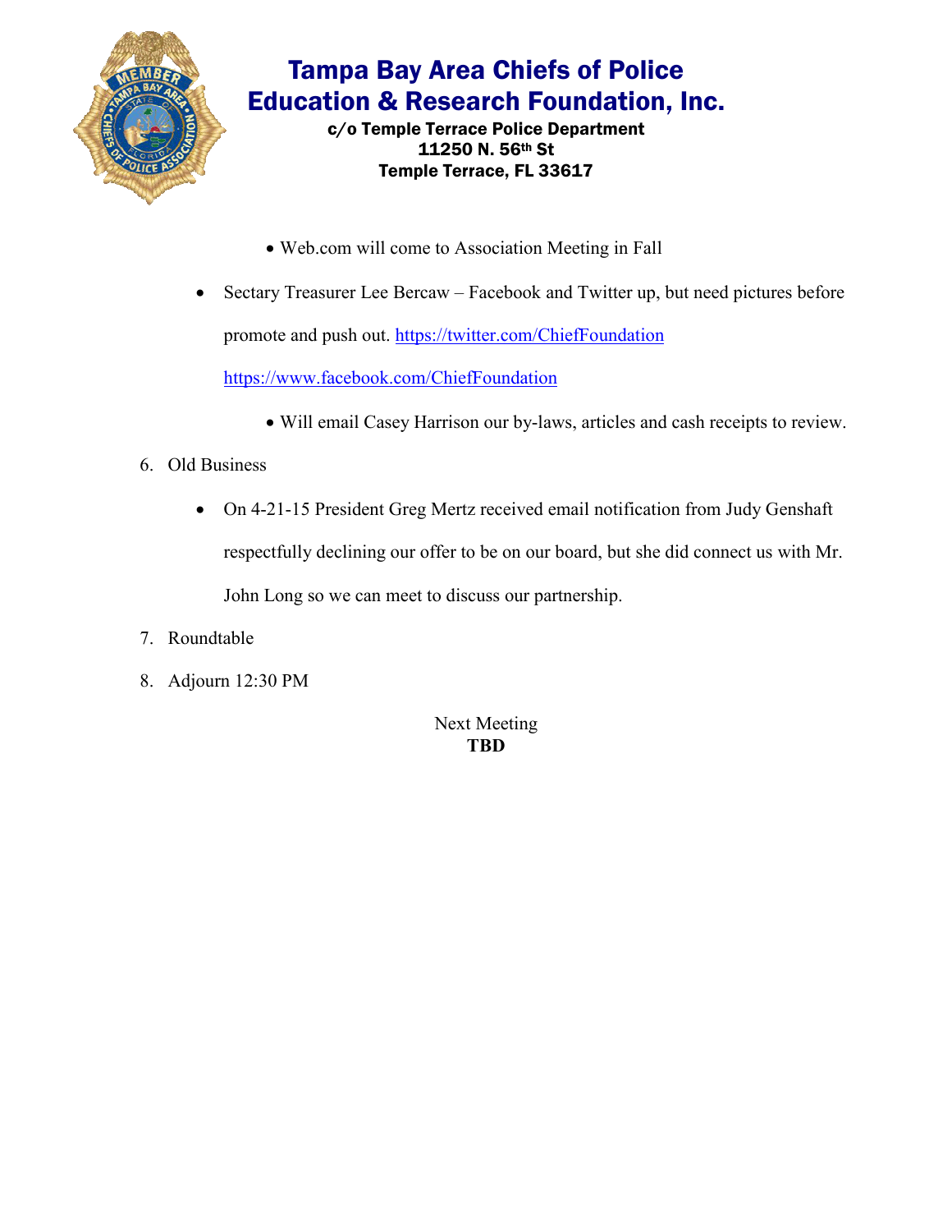# Tampa Bay Area Chiefs of Police Education & Research Foundation, Inc.

**c/o Temple Terrace Police Department**
**11250 N. 56th St**
**Temple Terrace, FL 33617**

   - Web.com will come to Association Meeting in Fall

- Sectary Treasurer Lee Bercaw – Facebook and Twitter up, but need pictures before promote and push out. https://twitter.com/ChiefFoundation https://www.facebook.com/ChiefFoundation
   - Will email Casey Harrison our by-laws, articles and cash receipts to review.

6. Old Business
   - On 4-21-15 President Greg Mertz received email notification from Judy Genshaft respectfully declining our offer to be on our board, but she did connect us with Mr. John Long so we can meet to discuss our partnership.
7. Roundtable
8. Adjourn 12:30 PM

Next Meeting
**TBD**